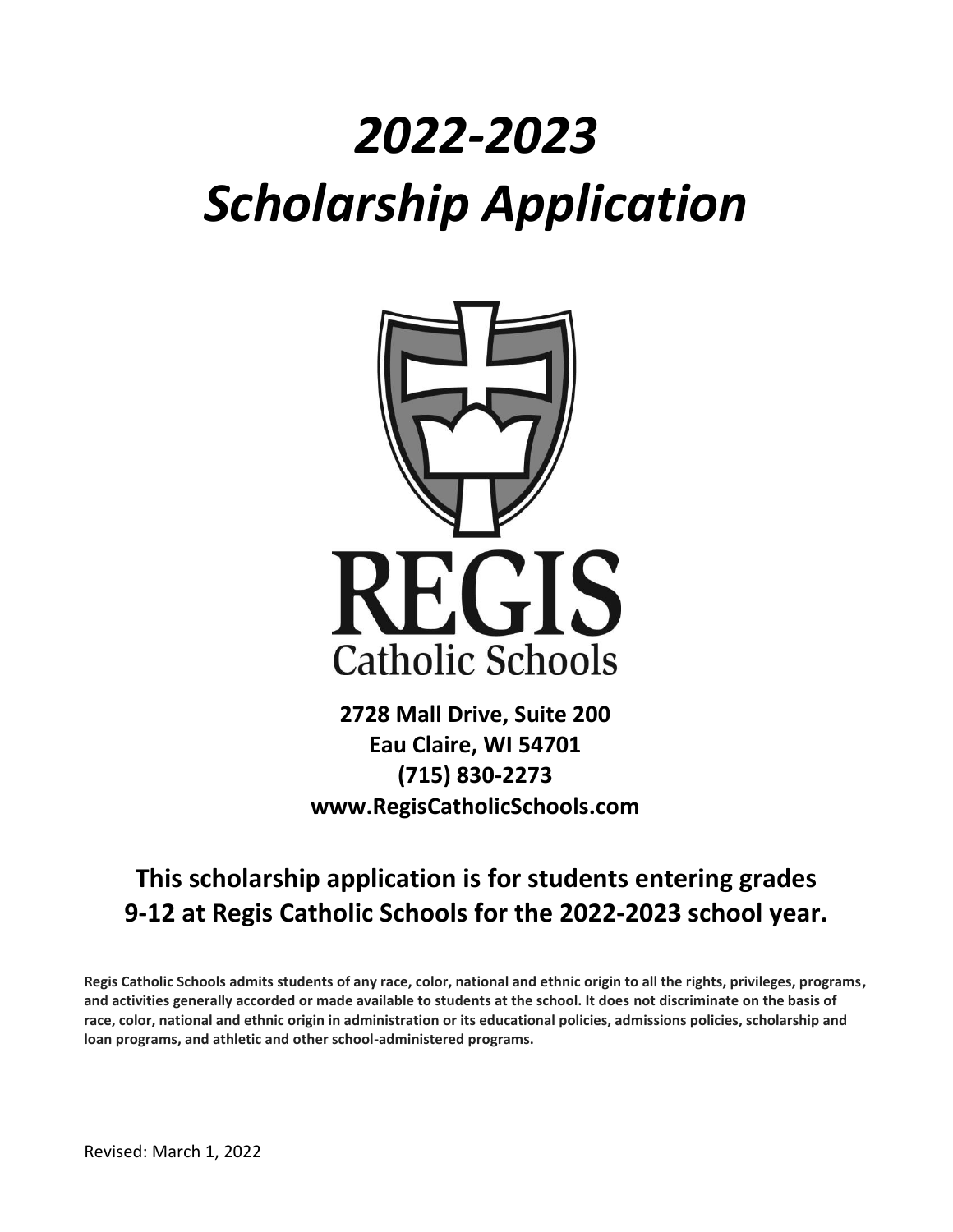# *2022-2023*
# *Scholarship Application*

REGIS
Catholic Schools

**2728 Mall Drive, Suite 200**
**Eau Claire, WI 54701**
**(715) 830-2273**
**www.RegisCatholicSchools.com**

## This scholarship application is for students entering grades 9-12 at Regis Catholic Schools for the 2022-2023 school year.

**Regis Catholic Schools admits students of any race, color, national and ethnic origin to all the rights, privileges, programs, and activities generally accorded or made available to students at the school. It does not discriminate on the basis of race, color, national and ethnic origin in administration or its educational policies, admissions policies, scholarship and loan programs, and athletic and other school-administered programs.**

Revised: March 1, 2022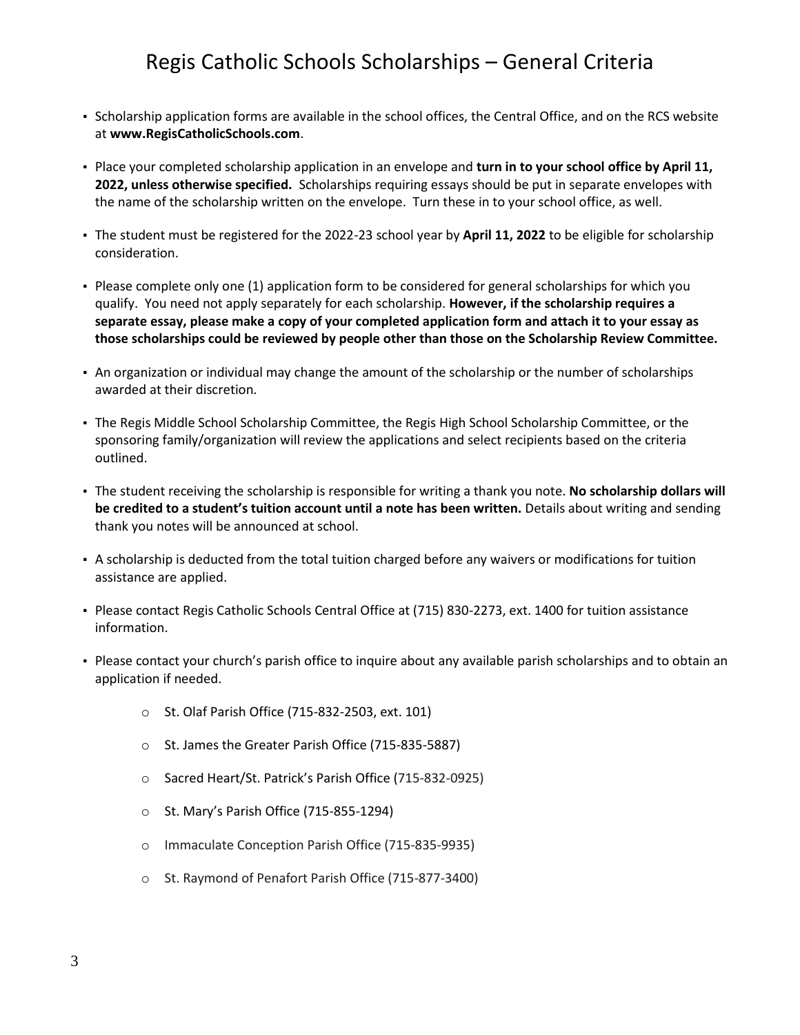# Regis Catholic Schools Scholarships – General Criteria

- Scholarship application forms are available in the school offices, the Central Office, and on the RCS website at **www.RegisCatholicSchools.com**.
- Place your completed scholarship application in an envelope and **turn in to your school office by April 11, 2022, unless otherwise specified.** Scholarships requiring essays should be put in separate envelopes with the name of the scholarship written on the envelope. Turn these in to your school office, as well.
- The student must be registered for the 2022-23 school year by **April 11, 2022** to be eligible for scholarship consideration.
- Please complete only one (1) application form to be considered for general scholarships for which you qualify. You need not apply separately for each scholarship. **However, if the scholarship requires a separate essay, please make a copy of your completed application form and attach it to your essay as those scholarships could be reviewed by people other than those on the Scholarship Review Committee.**
- An organization or individual may change the amount of the scholarship or the number of scholarships awarded at their discretion.
- The Regis Middle School Scholarship Committee, the Regis High School Scholarship Committee, or the sponsoring family/organization will review the applications and select recipients based on the criteria outlined.
- The student receiving the scholarship is responsible for writing a thank you note. **No scholarship dollars will be credited to a student's tuition account until a note has been written.** Details about writing and sending thank you notes will be announced at school.
- A scholarship is deducted from the total tuition charged before any waivers or modifications for tuition assistance are applied.
- Please contact Regis Catholic Schools Central Office at (715) 830-2273, ext. 1400 for tuition assistance information.
- Please contact your church's parish office to inquire about any available parish scholarships and to obtain an application if needed.
    - St. Olaf Parish Office (715-832-2503, ext. 101)
    - St. James the Greater Parish Office (715-835-5887)
    - Sacred Heart/St. Patrick's Parish Office (715-832-0925)
    - St. Mary's Parish Office (715-855-1294)
    - Immaculate Conception Parish Office (715-835-9935)
    - St. Raymond of Penafort Parish Office (715-877-3400)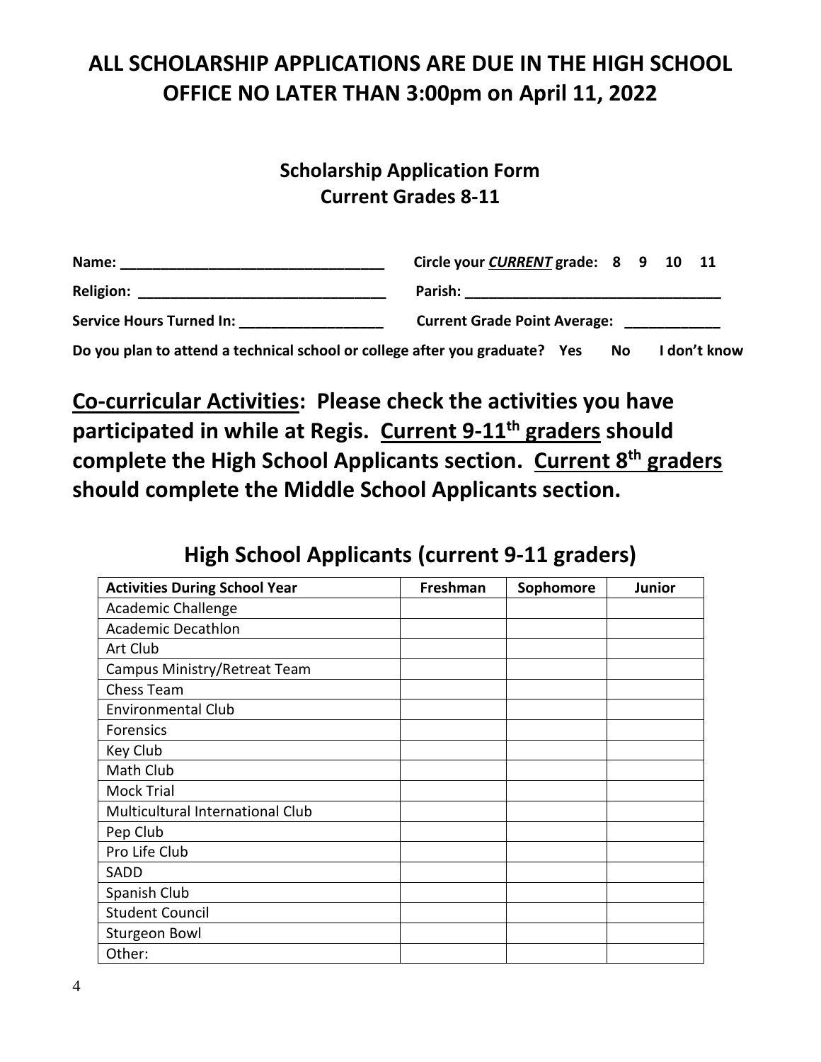**ALL SCHOLARSHIP APPLICATIONS ARE DUE IN THE HIGH SCHOOL OFFICE NO LATER THAN 3:00pm on April 11, 2022**

**Scholarship Application Form**
**Current Grades 8-11**

**Name:** ________________________________ **Circle your *CURRENT* grade: 8 9 10 11**

**Religion:** ______________________________ **Parish:** ________________________________

**Service Hours Turned In:** __________________ **Current Grade Point Average:** ____________

**Do you plan to attend a technical school or college after you graduate? Yes No I don't know**

**<u>Co-curricular Activities</u>: Please check the activities you have participated in while at Regis. <u>Current 9-11th graders</u> should complete the High School Applicants section. <u>Current 8th graders</u> should complete the Middle School Applicants section.**

## High School Applicants (current 9-11 graders)

| Activities During School Year | Freshman | Sophomore | Junior |
|---|---|---|---|
| Academic Challenge | | | |
| Academic Decathlon | | | |
| Art Club | | | |
| Campus Ministry/Retreat Team | | | |
| Chess Team | | | |
| Environmental Club | | | |
| Forensics | | | |
| Key Club | | | |
| Math Club | | | |
| Mock Trial | | | |
| Multicultural International Club | | | |
| Pep Club | | | |
| Pro Life Club | | | |
| SADD | | | |
| Spanish Club | | | |
| Student Council | | | |
| Sturgeon Bowl | | | |
| Other: | | | |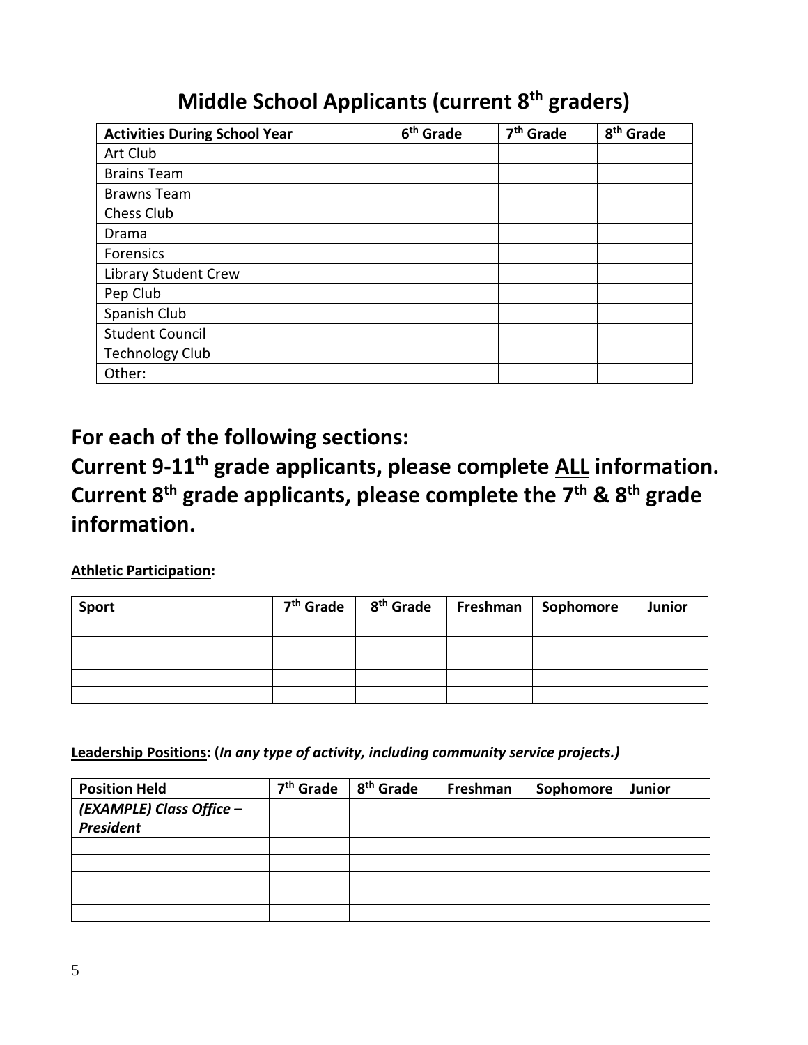## Middle School Applicants (current 8th graders)

| Activities During School Year | 6th Grade | 7th Grade | 8th Grade |
|---|---|---|---|
| Art Club | | | |
| Brains Team | | | |
| Brawns Team | | | |
| Chess Club | | | |
| Drama | | | |
| Forensics | | | |
| Library Student Crew | | | |
| Pep Club | | | |
| Spanish Club | | | |
| Student Council | | | |
| Technology Club | | | |
| Other: | | | |

## For each of the following sections:
## Current 9-11th grade applicants, please complete <u>ALL</u> information. Current 8th grade applicants, please complete the 7th & 8th grade information.

**<u>Athletic Participation</u>:**

| Sport | 7th Grade | 8th Grade | Freshman | Sophomore | Junior |
|---|---|---|---|---|---|
| | | | | | |
| | | | | | |
| | | | | | |
| | | | | | |
| | | | | | |

**<u>Leadership Positions</u>: (*In any type of activity, including community service projects.*)**

| Position Held | 7th Grade | 8th Grade | Freshman | Sophomore | Junior |
|---|---|---|---|---|---|
| ***(EXAMPLE) Class Office – President*** | | | | | |
| | | | | | |
| | | | | | |
| | | | | | |
| | | | | | |
| | | | | | |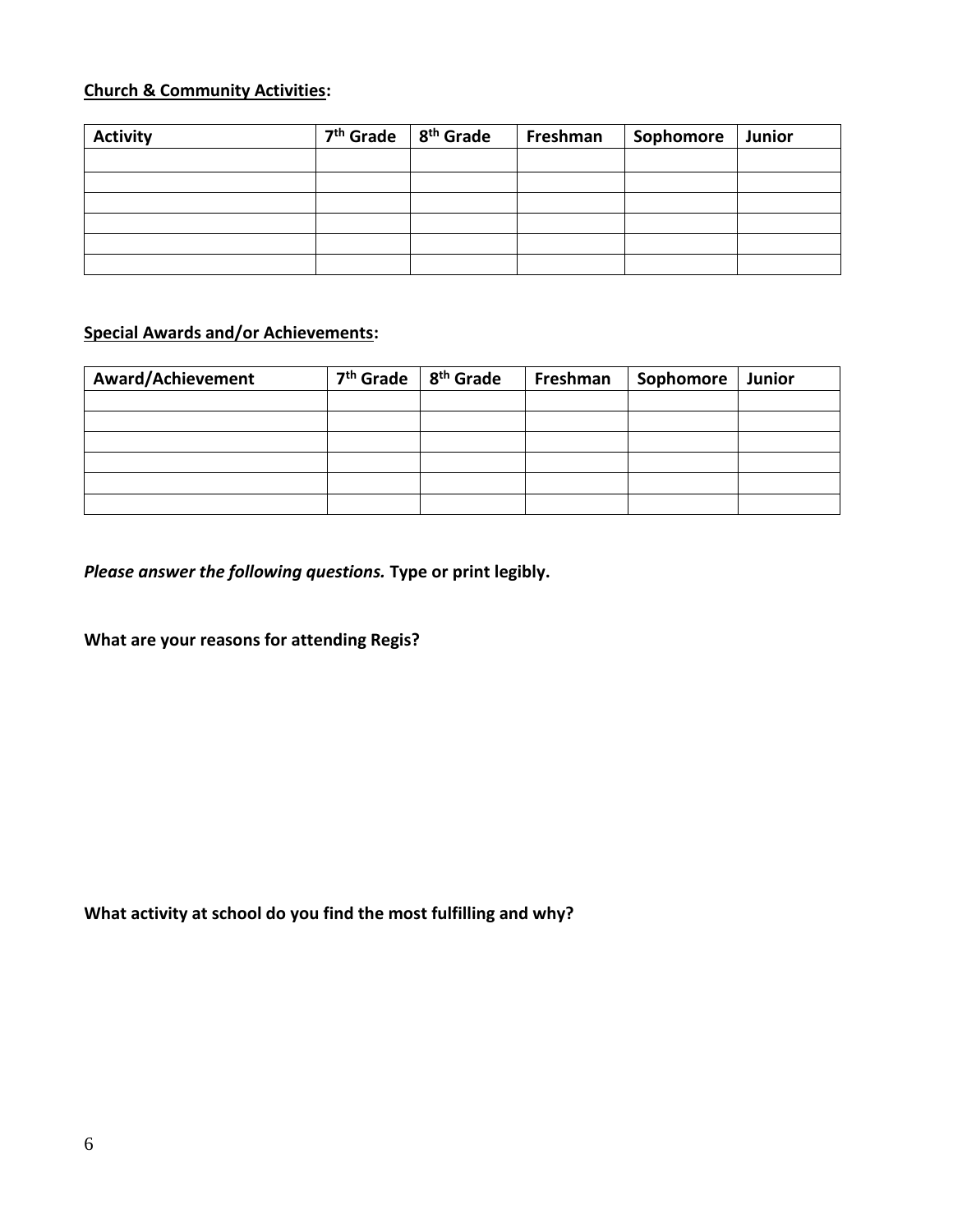**<u>Church & Community Activities</u>:**

| Activity | 7th Grade | 8th Grade | Freshman | Sophomore | Junior |
|---|---|---|---|---|---|
| | | | | | |
| | | | | | |
| | | | | | |
| | | | | | |
| | | | | | |
| | | | | | |

**<u>Special Awards and/or Achievements</u>:**

| Award/Achievement | 7th Grade | 8th Grade | Freshman | Sophomore | Junior |
|---|---|---|---|---|---|
| | | | | | |
| | | | | | |
| | | | | | |
| | | | | | |
| | | | | | |
| | | | | | |

***Please answer the following questions.*** **Type or print legibly.**

**What are your reasons for attending Regis?**

**What activity at school do you find the most fulfilling and why?**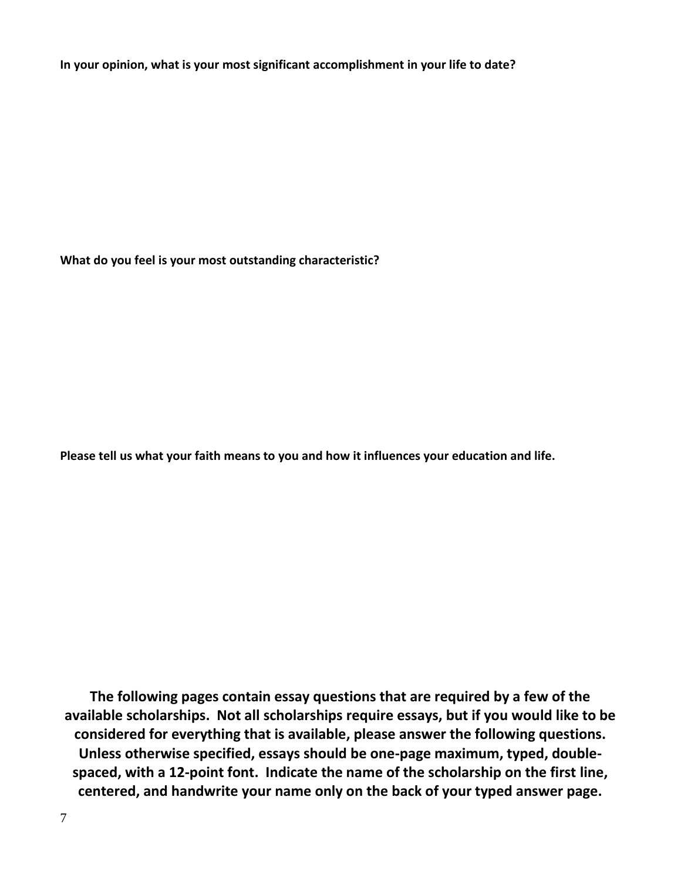**In your opinion, what is your most significant accomplishment in your life to date?**

**What do you feel is your most outstanding characteristic?**

**Please tell us what your faith means to you and how it influences your education and life.**

**The following pages contain essay questions that are required by a few of the available scholarships. Not all scholarships require essays, but if you would like to be considered for everything that is available, please answer the following questions. Unless otherwise specified, essays should be one-page maximum, typed, double-spaced, with a 12-point font. Indicate the name of the scholarship on the first line, centered, and handwrite your name only on the back of your typed answer page.**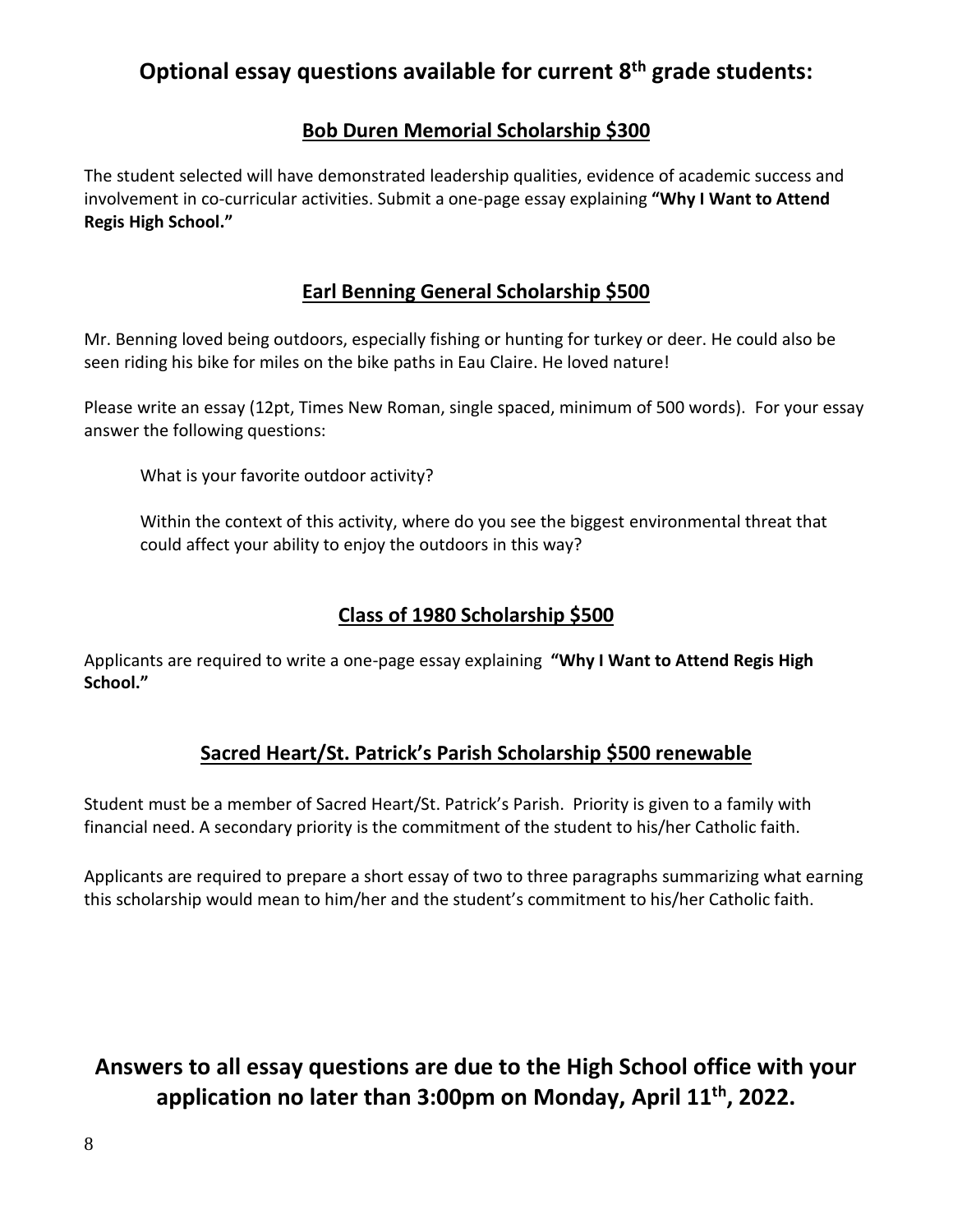# Optional essay questions available for current 8th grade students:

## Bob Duren Memorial Scholarship $300

The student selected will have demonstrated leadership qualities, evidence of academic success and involvement in co-curricular activities. Submit a one-page essay explaining **"Why I Want to Attend Regis High School."**

## Earl Benning General Scholarship $500

Mr. Benning loved being outdoors, especially fishing or hunting for turkey or deer. He could also be seen riding his bike for miles on the bike paths in Eau Claire. He loved nature!

Please write an essay (12pt, Times New Roman, single spaced, minimum of 500 words). For your essay answer the following questions:

> What is your favorite outdoor activity?
>
> Within the context of this activity, where do you see the biggest environmental threat that could affect your ability to enjoy the outdoors in this way?

## Class of 1980 Scholarship $500

Applicants are required to write a one-page essay explaining **"Why I Want to Attend Regis High School."**

## Sacred Heart/St. Patrick's Parish Scholarship $500 renewable

Student must be a member of Sacred Heart/St. Patrick's Parish. Priority is given to a family with financial need. A secondary priority is the commitment of the student to his/her Catholic faith.

Applicants are required to prepare a short essay of two to three paragraphs summarizing what earning this scholarship would mean to him/her and the student's commitment to his/her Catholic faith.

## Answers to all essay questions are due to the High School office with your application no later than 3:00pm on Monday, April 11th, 2022.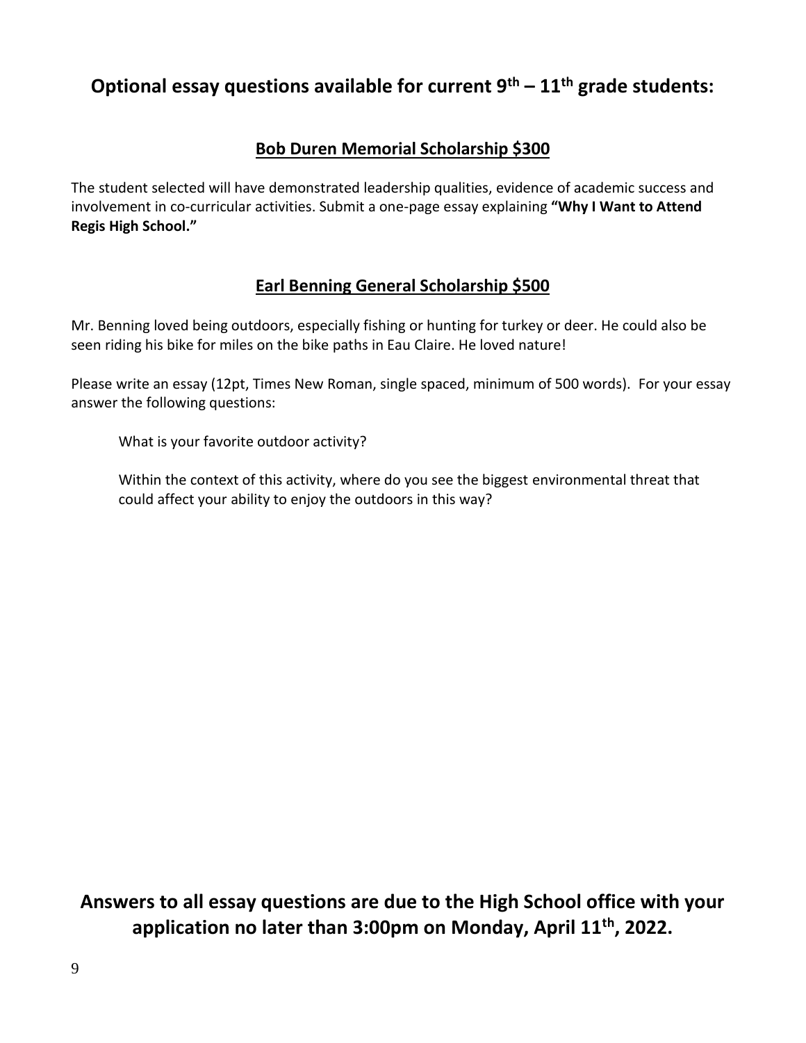## Optional essay questions available for current 9th – 11th grade students:

### Bob Duren Memorial Scholarship $300

The student selected will have demonstrated leadership qualities, evidence of academic success and involvement in co-curricular activities. Submit a one-page essay explaining **"Why I Want to Attend Regis High School."**

### Earl Benning General Scholarship $500

Mr. Benning loved being outdoors, especially fishing or hunting for turkey or deer. He could also be seen riding his bike for miles on the bike paths in Eau Claire. He loved nature!

Please write an essay (12pt, Times New Roman, single spaced, minimum of 500 words). For your essay answer the following questions:

> What is your favorite outdoor activity?
>
> Within the context of this activity, where do you see the biggest environmental threat that could affect your ability to enjoy the outdoors in this way?

## Answers to all essay questions are due to the High School office with your application no later than 3:00pm on Monday, April 11th, 2022.